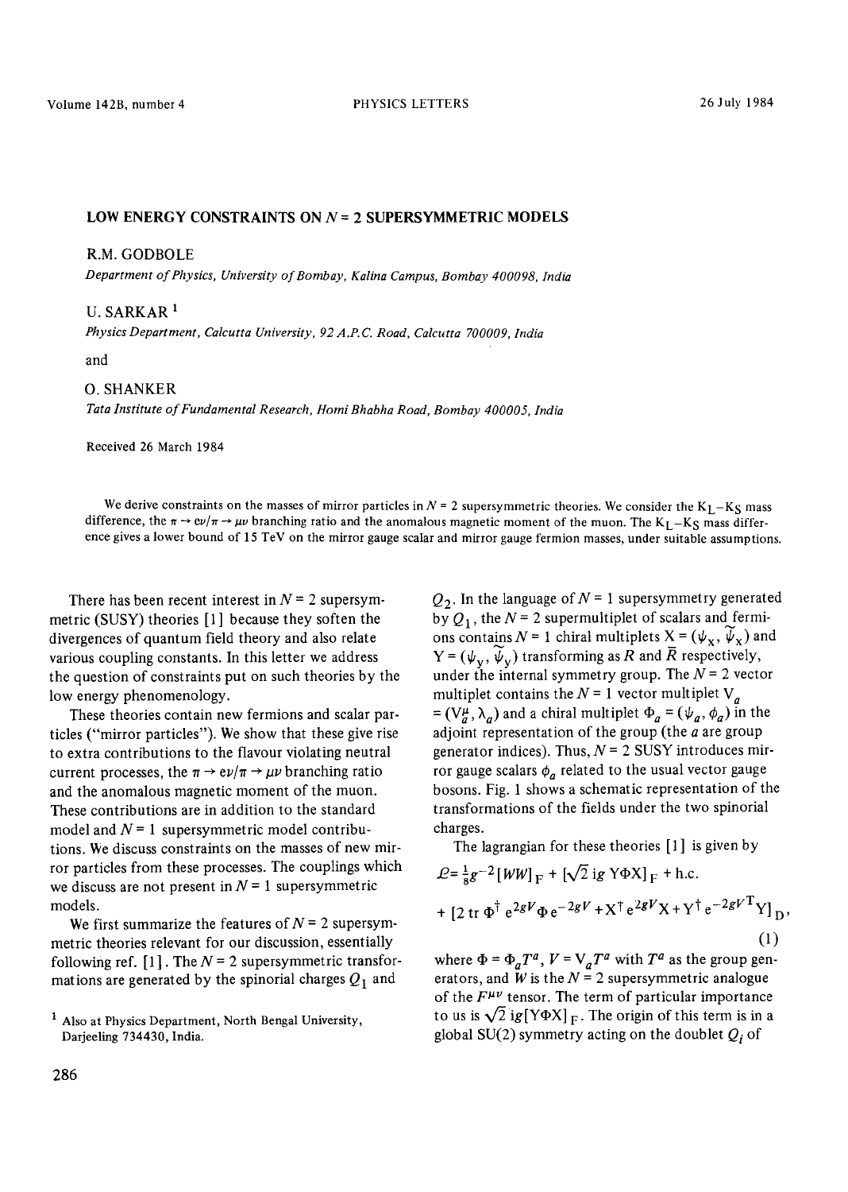# LOW ENERGY CONSTRAINTS ON $N = 2$ SUPERSYMMETRIC MODELS

R.M. GODBOLE

*Department of Physics, University of Bombay, Kalina Campus, Bombay 400098, India*

U. SARKAR [1]

*Physics Department, Calcutta University, 92 A.P.C. Road, Calcutta 700009, India*

and

O. SHANKER

*Tata Institute of Fundamental Research, Homi Bhabha Road, Bombay 400005, India*

Received 26 March 1984

We derive constraints on the masses of mirror particles in $N = 2$ supersymmetric theories. We consider the $K_L - K_S$ mass difference, the $\pi \to e\nu/\pi \to \mu\nu$ branching ratio and the anomalous magnetic moment of the muon. The $K_L - K_S$ mass difference gives a lower bound of 15 TeV on the mirror gauge scalar and mirror gauge fermion masses, under suitable assumptions.

There has been recent interest in $N = 2$ supersymmetric (SUSY) theories [1] because they soften the divergences of quantum field theory and also relate various coupling constants. In this letter we address the question of constraints put on such theories by the low energy phenomenology.

These theories contain new fermions and scalar particles ("mirror particles"). We show that these give rise to extra contributions to the flavour violating neutral current processes, the $\pi \to e\nu/\pi \to \mu\nu$ branching ratio and the anomalous magnetic moment of the muon. These contributions are in addition to the standard model and $N = 1$ supersymmetric model contributions. We discuss constraints on the masses of new mirror particles from these processes. The couplings which we discuss are not present in $N = 1$ supersymmetric models.

We first summarize the features of $N = 2$ supersymmetric theories relevant for our discussion, essentially following ref. [1]. The $N = 2$ supersymmetric transformations are generated by the spinorial charges $Q_1$ and $Q_2$. In the language of $N = 1$ supersymmetry generated by $Q_1$, the $N = 2$ supermultiplet of scalars and fermions contains $N = 1$ chiral multiplets $X = (\psi_x, \widetilde{\psi}_x)$ and $Y = (\psi_y, \widetilde{\psi}_y)$ transforming as $R$ and $\bar{R}$ respectively, under the internal symmetry group. The $N = 2$ vector multiplet contains the $N = 1$ vector multiplet $V_a = (V_a^\mu, \lambda_a)$ and a chiral multiplet $\Phi_a = (\psi_a, \phi_a)$ in the adjoint representation of the group (the $a$ are group generator indices). Thus, $N = 2$ SUSY introduces mirror gauge scalars $\phi_a$ related to the usual vector gauge bosons. Fig. 1 shows a schematic representation of the transformations of the fields under the two spinorial charges.

The lagrangian for these theories [1] is given by

$$\mathcal{L} = \tfrac{1}{8} g^{-2} [WW]_F + [\sqrt{2}\, ig\, Y\Phi X]_F + \text{h.c.}$$
$$+ [2 \operatorname{tr} \Phi^\dagger e^{2gV} \Phi e^{-2gV} + X^\dagger e^{2gV} X + Y^\dagger e^{-2gV^T} Y]_D, \tag{1}$$

where $\Phi = \Phi_a T^a$, $V = V_a T^a$ with $T^a$ as the group generators, and $W$ is the $N = 2$ supersymmetric analogue of the $F^{\mu\nu}$ tensor. The term of particular importance to us is $\sqrt{2}\, ig[Y\Phi X]_F$. The origin of this term is in a global SU(2) symmetry acting on the doublet $Q_i$ of

[1] Also at Physics Department, North Bengal University, Darjeeling 734430, India.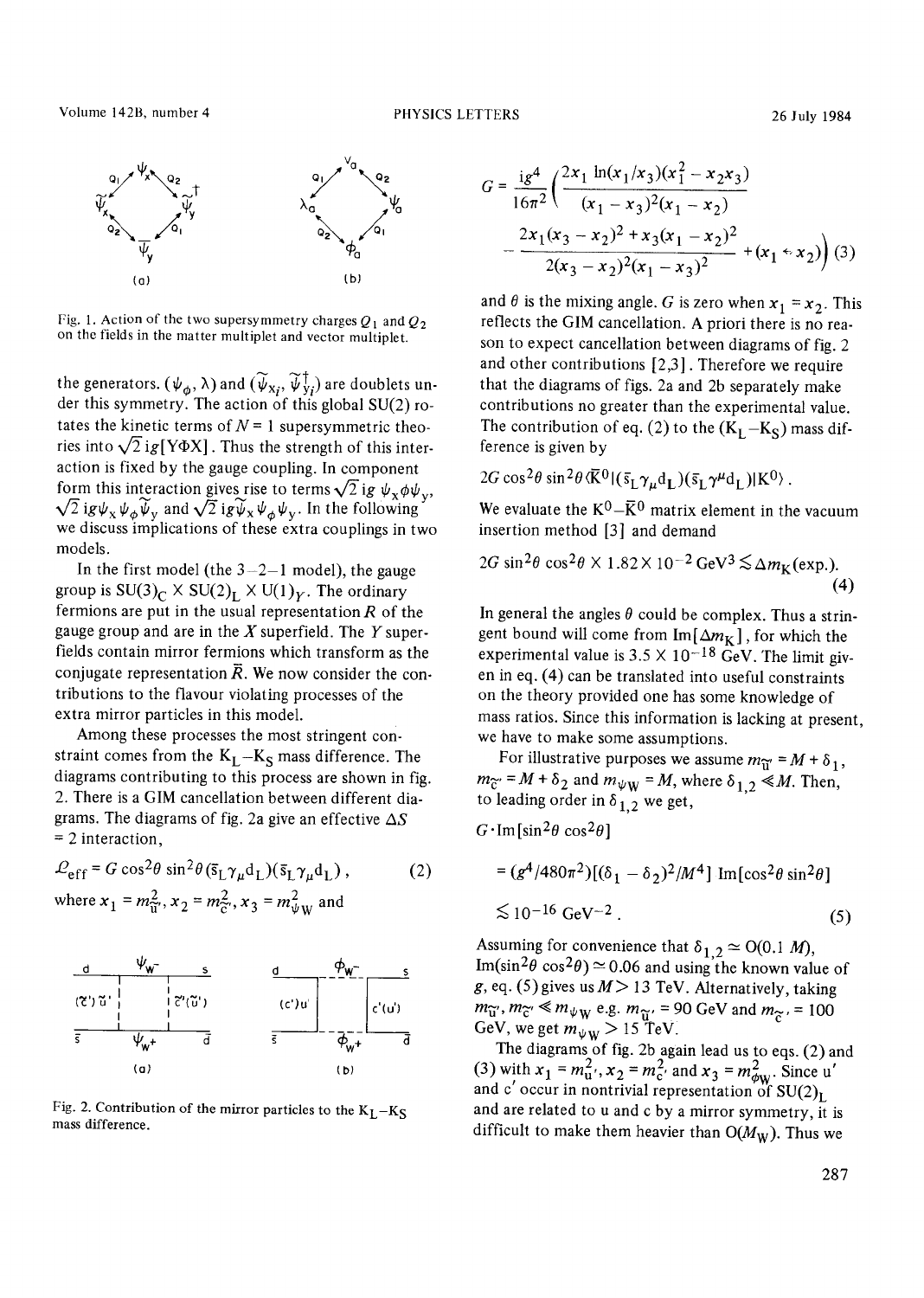Fig. 1. Action of the two supersymmetry charges $Q_1$ and $Q_2$ on the fields in the matter multiplet and vector multiplet.

the generators. $(\psi_\phi, \lambda)$ and $(\tilde{\psi}_{x_i}, \tilde{\psi}^\dagger_{y_i})$ are doublets under this symmetry. The action of this global SU(2) rotates the kinetic terms of $N = 1$ supersymmetric theories into $\sqrt{2}\, ig[Y\Phi X]$. Thus the strength of this interaction is fixed by the gauge coupling. In component form this interaction gives rise to terms $\sqrt{2}\, ig\, \psi_x \phi \psi_y$, $\sqrt{2}\, ig \psi_x \psi_\phi \tilde{\psi}_y$ and $\sqrt{2}\, ig \tilde{\psi}_x \psi_\phi \psi_y$. In the following we discuss implications of these extra couplings in two models.

In the first model (the 3–2–1 model), the gauge group is $SU(3)_C \times SU(2)_L \times U(1)_Y$. The ordinary fermions are put in the usual representation $R$ of the gauge group and are in the $X$ superfield. The $Y$ superfields contain mirror fermions which transform as the conjugate representation $\bar{R}$. We now consider the contributions to the flavour violating processes of the extra mirror particles in this model.

Among these processes the most stringent constraint comes from the $K_L$–$K_S$ mass difference. The diagrams contributing to this process are shown in fig. 2. There is a GIM cancellation between different diagrams. The diagrams of fig. 2a give an effective $\Delta S = 2$ interaction,

$$\mathcal{L}_{\text{eff}} = G \cos^2\theta \sin^2\theta (\bar{s}_L \gamma_\mu d_L)(\bar{s}_L \gamma_\mu d_L)\,, \tag{2}$$

where $x_1 = m^2_{\tilde{u}'}$, $x_2 = m^2_{\tilde{c}'}$, $x_3 = m^2_{\psi_W}$ and

Fig. 2. Contribution of the mirror particles to the $K_L$–$K_S$ mass difference.

$$G = \frac{ig^4}{16\pi^2}\left(\frac{2x_1 \ln(x_1/x_3)(x_1^2 - x_2 x_3)}{(x_1 - x_3)^2(x_1 - x_2)} - \frac{2x_1(x_3 - x_2)^2 + x_3(x_1 - x_2)^2}{2(x_3 - x_2)^2(x_1 - x_3)^2} + (x_1 \leftrightarrow x_2)\right) \tag{3}$$

and $\theta$ is the mixing angle. $G$ is zero when $x_1 = x_2$. This reflects the GIM cancellation. A priori there is no reason to expect cancellation between diagrams of fig. 2 and other contributions [2,3]. Therefore we require that the diagrams of figs. 2a and 2b separately make contributions no greater than the experimental value. The contribution of eq. (2) to the $(K_L - K_S)$ mass difference is given by

$$2G \cos^2\theta \sin^2\theta \langle \bar{K}^0 | (\bar{s}_L \gamma_\mu d_L)(\bar{s}_L \gamma^\mu d_L) | K^0 \rangle\,.$$

We evaluate the $K^0$–$\bar{K}^0$ matrix element in the vacuum insertion method [3] and demand

$$2G \sin^2\theta \cos^2\theta \times 1.82 \times 10^{-2}\ \text{GeV}^3 \lesssim \Delta m_K(\text{exp.})\,. \tag{4}$$

In general the angles $\theta$ could be complex. Thus a stringent bound will come from $\text{Im}[\Delta m_K]$, for which the experimental value is $3.5 \times 10^{-18}$ GeV. The limit given in eq. (4) can be translated into useful constraints on the theory provided one has some knowledge of mass ratios. Since this information is lacking at present, we have to make some assumptions.

For illustrative purposes we assume $m_{\tilde{u}'} = M + \delta_1$, $m_{\tilde{c}'} = M + \delta_2$ and $m_{\psi_W} = M$, where $\delta_{1,2} \ll M$. Then, to leading order in $\delta_{1,2}$ we get,

$$G \cdot \text{Im}[\sin^2\theta \cos^2\theta] = (g^4/480\pi^2)[(\delta_1 - \delta_2)^2/M^4]\ \text{Im}[\cos^2\theta \sin^2\theta] \lesssim 10^{-16}\ \text{GeV}^{-2}\,. \tag{5}$$

Assuming for convenience that $\delta_{1,2} \simeq O(0.1\, M)$, $\text{Im}(\sin^2\theta \cos^2\theta) \simeq 0.06$ and using the known value of $g$, eq. (5) gives us $M > 13$ TeV. Alternatively, taking $m_{\tilde{u}'}, m_{\tilde{c}'} \ll m_{\psi_W}$ e.g. $m_{\tilde{u}'} = 90$ GeV and $m_{\tilde{c}'} = 100$ GeV, we get $m_{\psi_W} > 15$ TeV.

The diagrams of fig. 2b again lead us to eqs. (2) and (3) with $x_1 = m^2_{u'}$, $x_2 = m^2_{c'}$ and $x_3 = m^2_{\phi_W}$. Since $u'$ and $c'$ occur in nontrivial representation of $SU(2)_L$ and are related to u and c by a mirror symmetry, it is difficult to make them heavier than $O(M_W)$. Thus we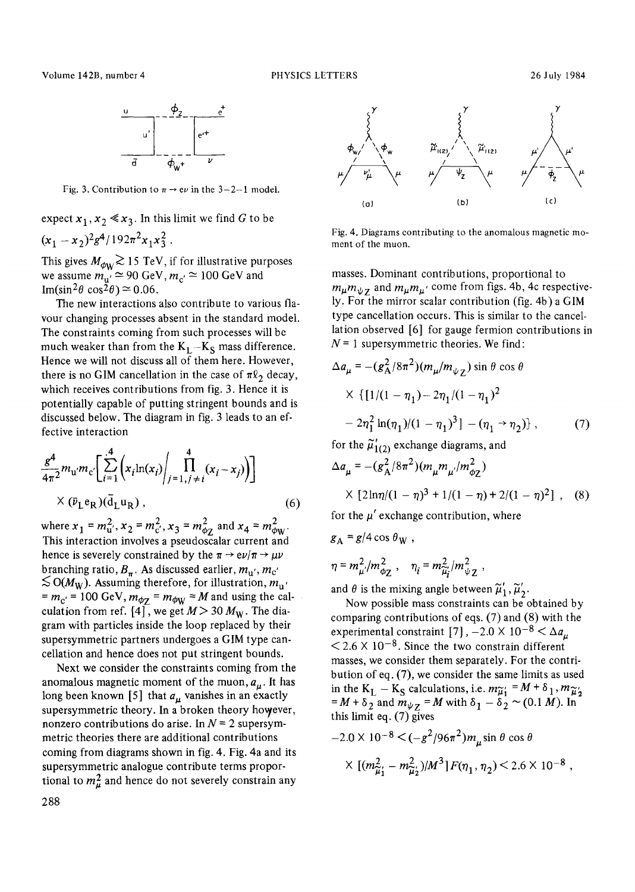Fig. 3. Contribution to $\pi \to e\nu$ in the 3–2–1 model.

expect $x_1, x_2 \ll x_3$. In this limit we find $G$ to be

$$(x_1 - x_2)^2 g^4/192\pi^2 x_1 x_3^2 \,.$$

This gives $M_{\phi_W} \gtrsim 15$ TeV, if for illustrative purposes we assume $m_{u'} \simeq 90$ GeV, $m_{c'} \simeq 100$ GeV and $\mathrm{Im}(\sin^2\theta \cos^2\theta) \simeq 0.06$.

The new interactions also contribute to various flavour changing processes absent in the standard model. The constraints coming from such processes will be much weaker than from the $K_L$–$K_S$ mass difference. Hence we will not discuss all of them here. However, there is no GIM cancellation in the case of $\pi\ell_2$ decay, which receives contributions from fig. 3. Hence it is potentially capable of putting stringent bounds and is discussed below. The diagram in fig. 3 leads to an effective interaction

$$\frac{g^4}{4\pi^2} m_{u'} m_{c'} \left[ \sum_{i=1}^{4} \left( x_i \ln(x_i) \Big/ \prod_{j=1, j\neq i}^{4} (x_i - x_j) \right) \right] \times (\bar{\nu}_L e_R)(\bar{d}_L u_R) \,, \tag{6}$$

where $x_1 = m_{u'}^2$, $x_2 = m_{c'}^2$, $x_3 = m_{\phi_Z}^2$ and $x_4 = m_{\phi_W}^2$. This interaction involves a pseudoscalar current and hence is severely constrained by the $\pi \to e\nu/\pi \to \mu\nu$ branching ratio, $B_\pi$. As discussed earlier, $m_{u'}, m_{c'} \lesssim O(M_W)$. Assuming therefore, for illustration, $m_{u'} = m_{c'} = 100$ GeV, $m_{\phi_Z} = m_{\phi_W} = M$ and using the calculation from ref. [4], we get $M > 30\, M_W$. The diagram with particles inside the loop replaced by their supersymmetric partners undergoes a GIM type cancellation and hence does not put stringent bounds.

Next we consider the constraints coming from the anomalous magnetic moment of the muon, $a_\mu$. It has long been known [5] that $a_\mu$ vanishes in an exactly supersymmetric theory. In a broken theory however, nonzero contributions do arise. In $N = 2$ supersymmetric theories there are additional contributions coming from diagrams shown in fig. 4. Fig. 4a and its supersymmetric analogue contribute terms proportional to $m_\mu^2$ and hence do not severely constrain any masses. Dominant contributions, proportional to $m_\mu m_{\psi_Z}$ and $m_\mu m_{\mu'}$ come from figs. 4b, 4c respectively. For the mirror scalar contribution (fig. 4b) a GIM type cancellation occurs. This is similar to the cancellation observed [6] for gauge fermion contributions in $N = 1$ supersymmetric theories. We find:

Fig. 4. Diagrams contributing to the anomalous magnetic moment of the muon.

$$\Delta a_\mu = -(g_A^2/8\pi^2)(m_\mu/m_{\psi_Z}) \sin\theta \cos\theta \times \{[1/(1-\eta_1) - 2\eta_1/(1-\eta_1)^2 - 2\eta_1^2 \ln(\eta_1)/(1-\eta_1)^3] - (\eta_1 \to \eta_2)\} \,, \tag{7}$$

for the $\tilde{\mu}'_{1(2)}$ exchange diagrams, and

$$\Delta a_\mu = -(g_A^2/8\pi^2)(m_\mu m_{\mu'}/m_{\phi_Z}^2) \times [2\ln\eta/(1-\eta)^3 + 1/(1-\eta) + 2/(1-\eta)^2] \,, \tag{8}$$

for the $\mu'$ exchange contribution, where

$$g_A = g/4\cos\theta_W \,,$$

$$\eta = m_{\mu'}^2/m_{\phi_Z}^2 \,, \quad \eta_i = m_{\tilde{\mu}_i'}^2/m_{\psi_Z}^2 \,,$$

and $\theta$ is the mixing angle between $\tilde{\mu}_1', \tilde{\mu}_2'$.

Now possible mass constraints can be obtained by comparing contributions of eqs. (7) and (8) with the experimental constraint [7], $-2.0 \times 10^{-8} < \Delta a_\mu < 2.6 \times 10^{-8}$. Since the two constrain different masses, we consider them separately. For the contribution of eq. (7), we consider the same limits as used in the $K_L$ – $K_S$ calculations, i.e. $m_{\tilde{\mu}_1'} = M + \delta_1$, $m_{\tilde{\mu}_2'} = M + \delta_2$ and $m_{\psi_Z} = M$ with $\delta_1 - \delta_2 \sim (0.1\, M)$. In this limit eq. (7) gives

$$-2.0 \times 10^{-8} < (-g^2/96\pi^2) m_\mu \sin\theta \cos\theta \times [(m_{\tilde{\mu}_1'}^2 - m_{\tilde{\mu}_2'}^2)/M^3] F(\eta_1, \eta_2) < 2.6 \times 10^{-8} \,,$$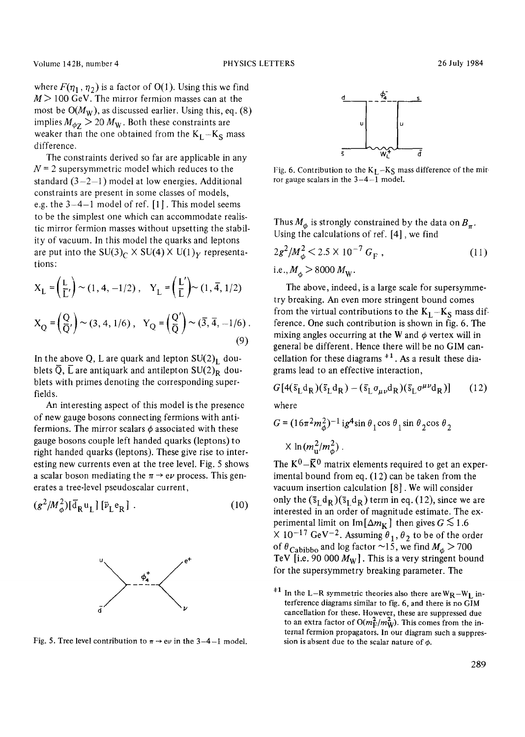where $F(\eta_1, \eta_2)$ is a factor of O(1). Using this we find $M > 100$ GeV. The mirror fermion masses can at the most be $O(M_W)$, as discussed earlier. Using this, eq. (8) implies $M_{\phi Z} > 20\, M_W$. Both these constraints are weaker than the one obtained from the $K_L-K_S$ mass difference.

The constraints derived so far are applicable in any $N = 2$ supersymmetric model which reduces to the standard (3–2–1) model at low energies. Additional constraints are present in some classes of models, e.g. the 3–4–1 model of ref. [1]. This model seems to be the simplest one which can accommodate realistic mirror fermion masses without upsetting the stability of vacuum. In this model the quarks and leptons are put into the $SU(3)_C \times SU(4) \times U(1)_Y$ representations:

$$X_L = \begin{pmatrix} L \\ \bar{L}' \end{pmatrix} \sim (1, 4, -1/2), \quad Y_L = \begin{pmatrix} L' \\ \bar{L} \end{pmatrix} \sim (1, \bar{4}, 1/2)$$

$$X_Q = \begin{pmatrix} Q \\ \bar{Q}' \end{pmatrix} \sim (3, 4, 1/6), \quad Y_Q = \begin{pmatrix} Q' \\ \bar{Q} \end{pmatrix} \sim (\bar{3}, \bar{4}, -1/6). \tag{9}$$

In the above Q, L are quark and lepton $SU(2)_L$ doublets $\bar{Q}$, $\bar{L}$ are antiquark and antilepton $SU(2)_R$ doublets with primes denoting the corresponding superfields.

An interesting aspect of this model is the presence of new gauge bosons connecting fermions with antifermions. The mirror scalars $\phi$ associated with these gauge bosons couple left handed quarks (leptons) to right handed quarks (leptons). These give rise to interesting new currents even at the tree level. Fig. 5 shows a scalar boson mediating the $\pi \to e\nu$ process. This generates a tree-level pseudoscalar current,

$$(g^2/M_\phi^2)[\bar{d}_R u_L]\,[\bar{\nu}_L e_R]\,. \tag{10}$$

Fig. 5. Tree level contribution to $\pi \to e\nu$ in the 3–4–1 model.

Fig. 6. Contribution to the $K_L-K_S$ mass difference of the mirror gauge scalars in the 3–4–1 model.

Thus $M_\phi$ is strongly constrained by the data on $B_\pi$. Using the calculations of ref. [4], we find

$$2g^2/M_\phi^2 < 2.5 \times 10^{-7}\, G_F\,, \tag{11}$$

i.e., $M_\phi > 8000\, M_W$.

The above, indeed, is a large scale for supersymmetry breaking. An even more stringent bound comes from the virtual contributions to the $K_L-K_S$ mass difference. One such contribution is shown in fig. 6. The mixing angles occurring at the W and $\phi$ vertex will in general be different. Hence there will be no GIM cancellation for these diagrams [‡1]. As a result these diagrams lead to an effective interaction,

$$G[4(\bar{s}_L d_R)(\bar{s}_L d_R) - (\bar{s}_L \sigma_{\mu\nu} d_R)(\bar{s}_L \sigma^{\mu\nu} d_R)] \tag{12}$$

where

$$G = (16\pi^2 m_\phi^2)^{-1}\, i g^4 \sin\theta_1 \cos\theta_1 \sin\theta_2 \cos\theta_2 \times \ln(m_u^2/m_\phi^2)\,.$$

The $K^0-\bar{K}^0$ matrix elements required to get an experimental bound from eq. (12) can be taken from the vacuum insertion calculation [8]. We will consider only the $(\bar{s}_L d_R)(\bar{s}_L d_R)$ term in eq. (12), since we are interested in an order of magnitude estimate. The experimental limit on $\mathrm{Im}[\Delta m_K]$ then gives $G \lesssim 1.6 \times 10^{-17}\ \mathrm{GeV}^{-2}$. Assuming $\theta_1, \theta_2$ to be of the order of $\theta_{\mathrm{Cabibbo}}$ and log factor ~15, we find $M_\phi > 700$ TeV [i.e. 90 000 $M_W$]. This is a very stringent bound for the supersymmetry breaking parameter. The

[‡1] In the L–R symmetric theories also there are $W_R-W_L$ interference diagrams similar to fig. 6, and there is no GIM cancellation for these. However, these are suppressed due to an extra factor of $O(m_F^2/m_W^2)$. This comes from the internal fermion propagators. In our diagram such a suppression is absent due to the scalar nature of $\phi$.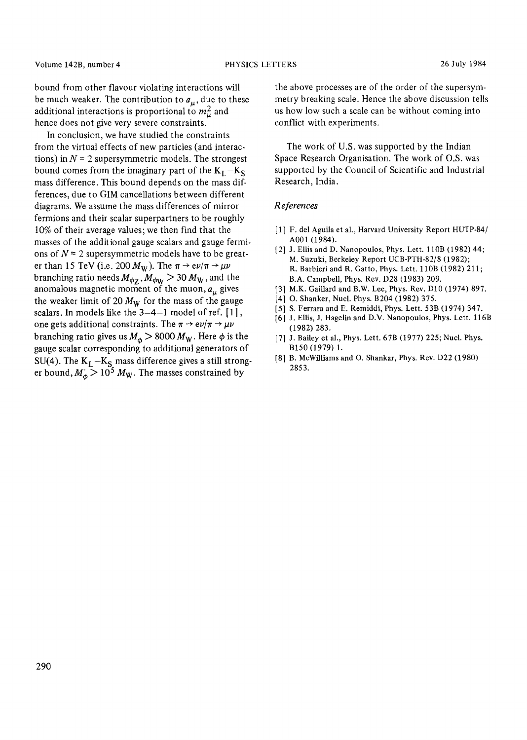bound from other flavour violating interactions will be much weaker. The contribution to $a_\mu$, due to these additional interactions is proportional to $m_\mu^2$ and hence does not give very severe constraints.

In conclusion, we have studied the constraints from the virtual effects of new particles (and interactions) in $N = 2$ supersymmetric models. The strongest bound comes from the imaginary part of the $K_L - K_S$ mass difference. This bound depends on the mass differences, due to GIM cancellations between different diagrams. We assume the mass differences of mirror fermions and their scalar superpartners to be roughly 10% of their average values; we then find that the masses of the additional gauge scalars and gauge fermions of $N = 2$ supersymmetric models have to be greater than 15 TeV (i.e. $200\, M_W$). The $\pi \to e\nu/\pi \to \mu\nu$ branching ratio needs $M_{\phi Z}, M_{\phi W} > 30\, M_W$, and the anomalous magnetic moment of the muon, $a_\mu$ gives the weaker limit of $20\, M_W$ for the mass of the gauge scalars. In models like the 3–4–1 model of ref. [1], one gets additional constraints. The $\pi \to e\nu/\pi \to \mu\nu$ branching ratio gives us $M_\phi > 8000\, M_W$. Here $\phi$ is the gauge scalar corresponding to additional generators of SU(4). The $K_L - K_S$ mass difference gives a still stronger bound, $M_\phi' > 10^5\, M_W$. The masses constrained by the above processes are of the order of the supersymmetry breaking scale. Hence the above discussion tells us how low such a scale can be without coming into conflict with experiments.

The work of U.S. was supported by the Indian Space Research Organisation. The work of O.S. was supported by the Council of Scientific and Industrial Research, India.

## References

[1] F. del Aguila et al., Harvard University Report HUTP-84/A001 (1984).

[2] J. Ellis and D. Nanopoulos, Phys. Lett. 110B (1982) 44; M. Suzuki, Berkeley Report UCB-PTH-82/8 (1982); R. Barbieri and R. Gatto, Phys. Lett. 110B (1982) 211; B.A. Campbell, Phys. Rev. D28 (1983) 209.

[3] M.K. Gaillard and B.W. Lee, Phys. Rev. D10 (1974) 897.

[4] O. Shanker, Nucl. Phys. B204 (1982) 375.

[5] S. Ferrara and E. Remiddi, Phys. Lett. 53B (1974) 347.

[6] J. Ellis, J. Hagelin and D.V. Nanopoulos, Phys. Lett. 116B (1982) 283.

[7] J. Bailey et al., Phys. Lett. 67B (1977) 225; Nucl. Phys. B150 (1979) 1.

[8] B. McWilliams and O. Shankar, Phys. Rev. D22 (1980) 2853.